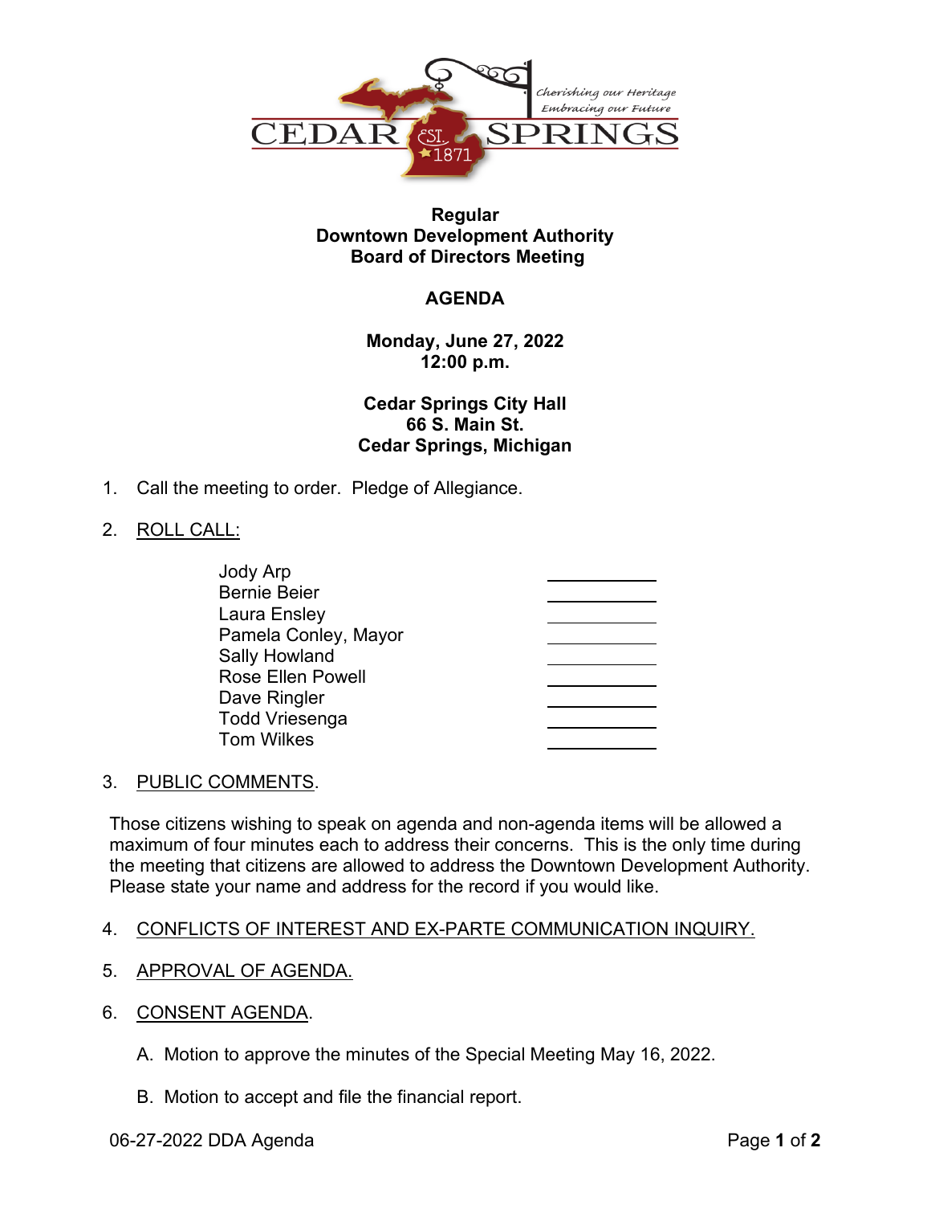CEDAR SPRINGS EST. 1871

*Cherishing our Heritage*
*Embracing our Future*

**Regular**
**Downtown Development Authority**
**Board of Directors Meeting**

**AGENDA**

**Monday, June 27, 2022**
**12:00 p.m.**

**Cedar Springs City Hall**
**66 S. Main St.**
**Cedar Springs, Michigan**

1. Call the meeting to order. Pledge of Allegiance.

2. ROLL CALL:

| | |
|---|---|
| Jody Arp | ______ |
| Bernie Beier | ______ |
| Laura Ensley | ______ |
| Pamela Conley, Mayor | ______ |
| Sally Howland | ______ |
| Rose Ellen Powell | ______ |
| Dave Ringler | ______ |
| Todd Vriesenga | ______ |
| Tom Wilkes | ______ |

3. PUBLIC COMMENTS.

   Those citizens wishing to speak on agenda and non-agenda items will be allowed a maximum of four minutes each to address their concerns. This is the only time during the meeting that citizens are allowed to address the Downtown Development Authority. Please state your name and address for the record if you would like.

4. CONFLICTS OF INTEREST AND EX-PARTE COMMUNICATION INQUIRY.

5. APPROVAL OF AGENDA.

6. CONSENT AGENDA.

   A. Motion to approve the minutes of the Special Meeting May 16, 2022.

   B. Motion to accept and file the financial report.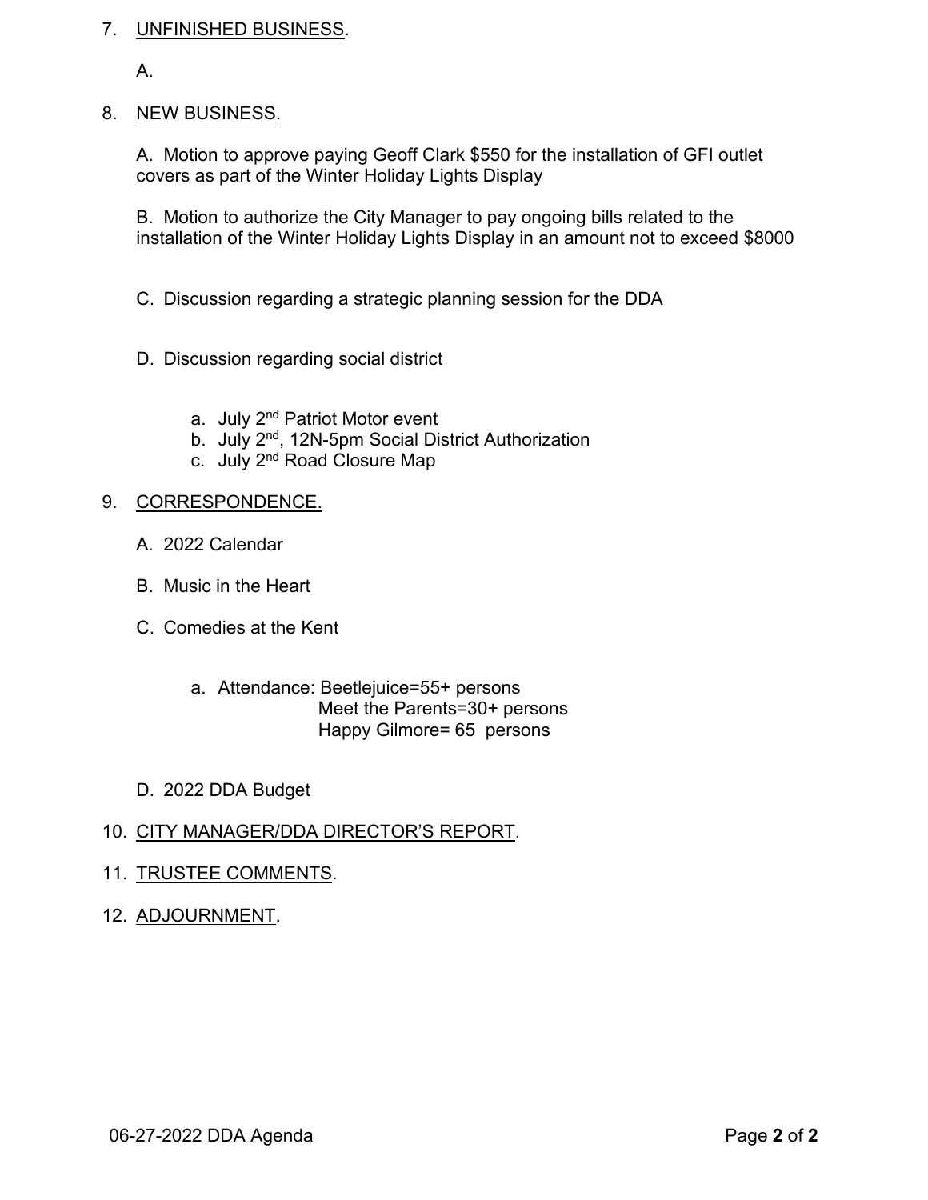7. UNFINISHED BUSINESS.

   A.

8. NEW BUSINESS.

   A. Motion to approve paying Geoff Clark $550 for the installation of GFI outlet covers as part of the Winter Holiday Lights Display

   B. Motion to authorize the City Manager to pay ongoing bills related to the installation of the Winter Holiday Lights Display in an amount not to exceed $8000

   C. Discussion regarding a strategic planning session for the DDA

   D. Discussion regarding social district

      a. July 2nd Patriot Motor event
      b. July 2nd, 12N-5pm Social District Authorization
      c. July 2nd Road Closure Map

9. CORRESPONDENCE.

   A. 2022 Calendar

   B. Music in the Heart

   C. Comedies at the Kent

      a. Attendance: Beetlejuice=55+ persons
         Meet the Parents=30+ persons
         Happy Gilmore= 65 persons

   D. 2022 DDA Budget

10. CITY MANAGER/DDA DIRECTOR'S REPORT.

11. TRUSTEE COMMENTS.

12. ADJOURNMENT.

06-27-2022 DDA Agenda